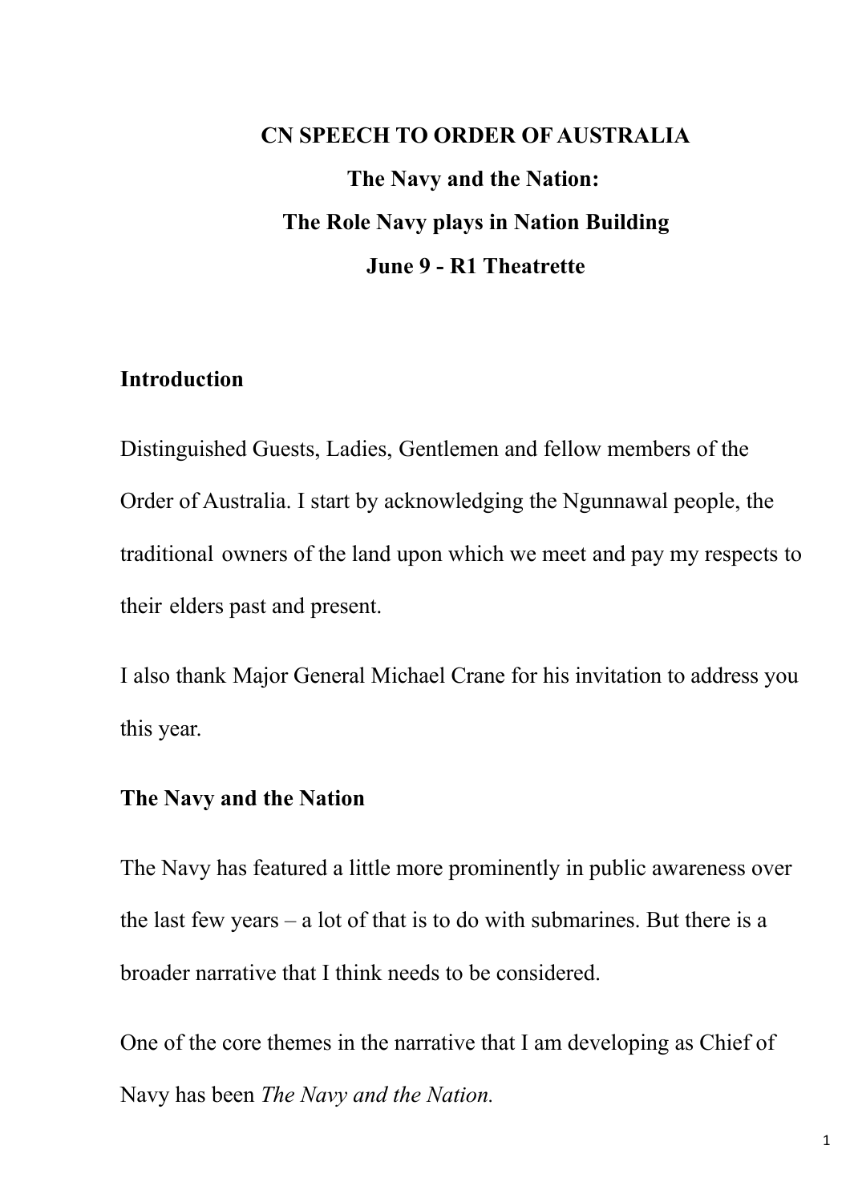# CN SPEECH TO ORDER OF AUSTRALIA

## The Navy and the Nation:

## The Role Navy plays in Nation Building

## June 9 - R1 Theatrette

### Introduction

Distinguished Guests, Ladies, Gentlemen and fellow members of the Order of Australia. I start by acknowledging the Ngunnawal people, the traditional owners of the land upon which we meet and pay my respects to their elders past and present.

I also thank Major General Michael Crane for his invitation to address you this year.

### The Navy and the Nation

The Navy has featured a little more prominently in public awareness over the last few years – a lot of that is to do with submarines. But there is a broader narrative that I think needs to be considered.

One of the core themes in the narrative that I am developing as Chief of Navy has been *The Navy and the Nation.*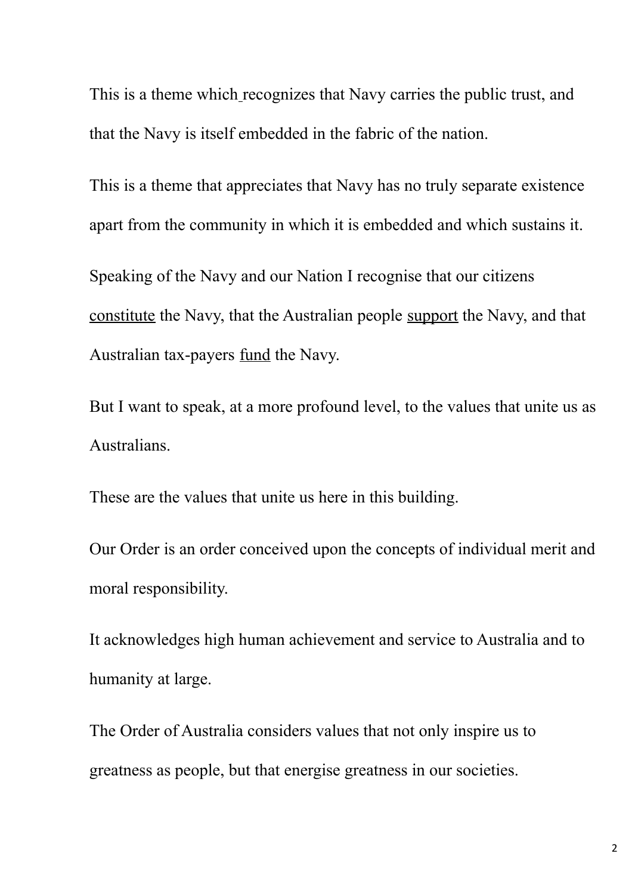This is a theme which recognizes that Navy carries the public trust, and that the Navy is itself embedded in the fabric of the nation.

This is a theme that appreciates that Navy has no truly separate existence apart from the community in which it is embedded and which sustains it.

Speaking of the Navy and our Nation I recognise that our citizens <u>constitute</u> the Navy, that the Australian people <u>support</u> the Navy, and that Australian tax-payers <u>fund</u> the Navy.

But I want to speak, at a more profound level, to the values that unite us as Australians.

These are the values that unite us here in this building.

Our Order is an order conceived upon the concepts of individual merit and moral responsibility.

It acknowledges high human achievement and service to Australia and to humanity at large.

The Order of Australia considers values that not only inspire us to greatness as people, but that energise greatness in our societies.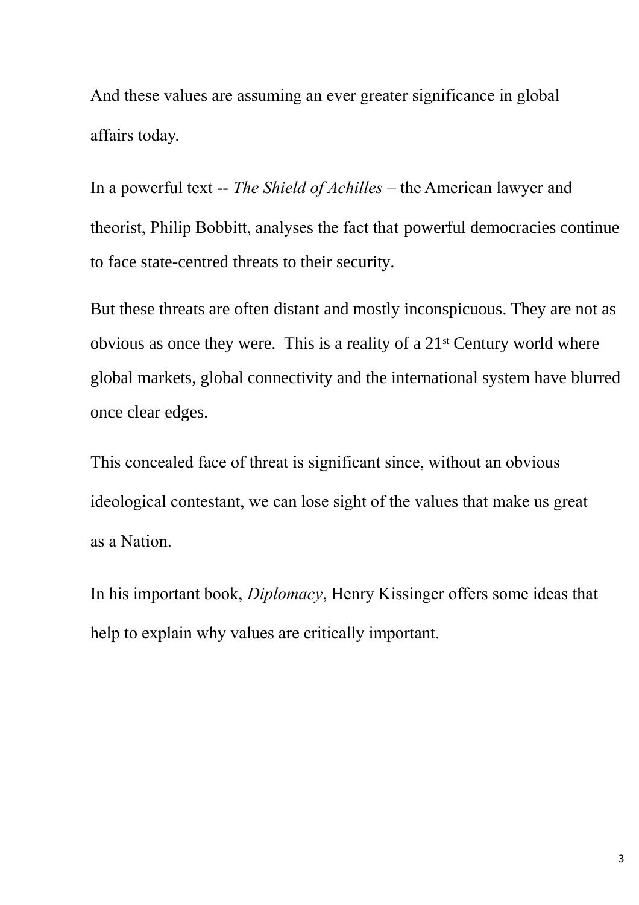And these values are assuming an ever greater significance in global affairs today.

In a powerful text -- *The Shield of Achilles* – the American lawyer and theorist, Philip Bobbitt, analyses the fact that powerful democracies continue to face state-centred threats to their security.

But these threats are often distant and mostly inconspicuous. They are not as obvious as once they were.  This is a reality of a 21st Century world where global markets, global connectivity and the international system have blurred once clear edges.

This concealed face of threat is significant since, without an obvious ideological contestant, we can lose sight of the values that make us great as a Nation.

In his important book, *Diplomacy*, Henry Kissinger offers some ideas that help to explain why values are critically important.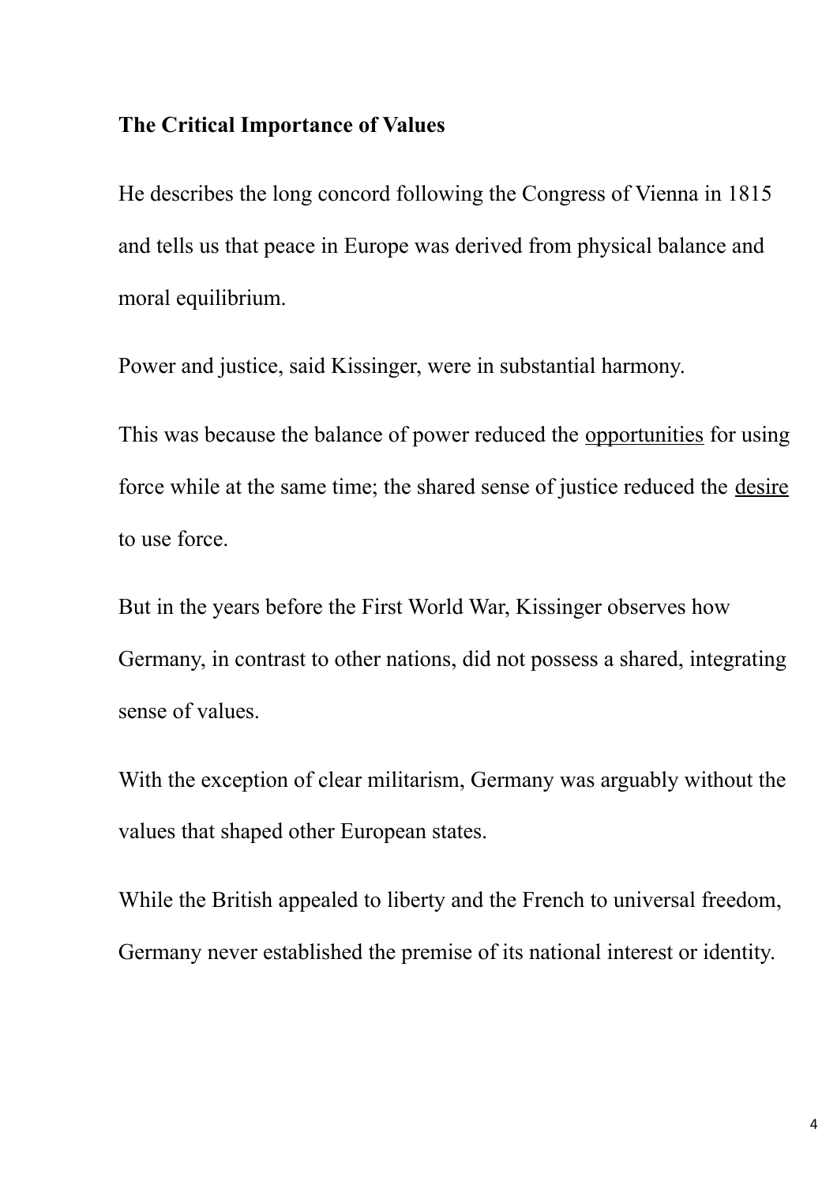## The Critical Importance of Values

He describes the long concord following the Congress of Vienna in 1815 and tells us that peace in Europe was derived from physical balance and moral equilibrium.

Power and justice, said Kissinger, were in substantial harmony.

This was because the balance of power reduced the <u>opportunities</u> for using force while at the same time; the shared sense of justice reduced the <u>desire</u> to use force.

But in the years before the First World War, Kissinger observes how Germany, in contrast to other nations, did not possess a shared, integrating sense of values.

With the exception of clear militarism, Germany was arguably without the values that shaped other European states.

While the British appealed to liberty and the French to universal freedom, Germany never established the premise of its national interest or identity.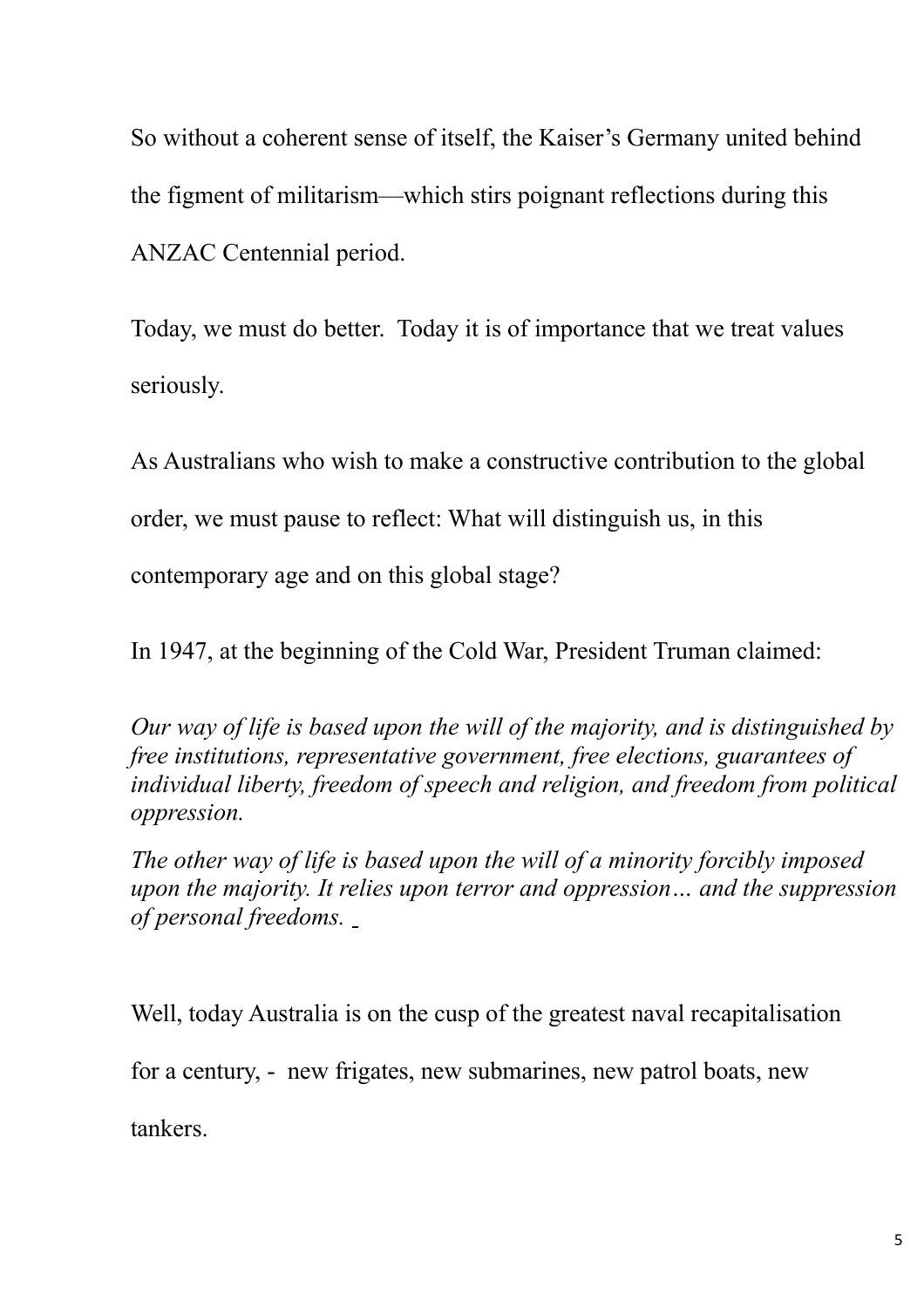So without a coherent sense of itself, the Kaiser's Germany united behind the figment of militarism—which stirs poignant reflections during this ANZAC Centennial period.

Today, we must do better. Today it is of importance that we treat values seriously.

As Australians who wish to make a constructive contribution to the global order, we must pause to reflect: What will distinguish us, in this contemporary age and on this global stage?

In 1947, at the beginning of the Cold War, President Truman claimed:

*Our way of life is based upon the will of the majority, and is distinguished by free institutions, representative government, free elections, guarantees of individual liberty, freedom of speech and religion, and freedom from political oppression.*

*The other way of life is based upon the will of a minority forcibly imposed upon the majority. It relies upon terror and oppression… and the suppression of personal freedoms.*

Well, today Australia is on the cusp of the greatest naval recapitalisation for a century, - new frigates, new submarines, new patrol boats, new tankers.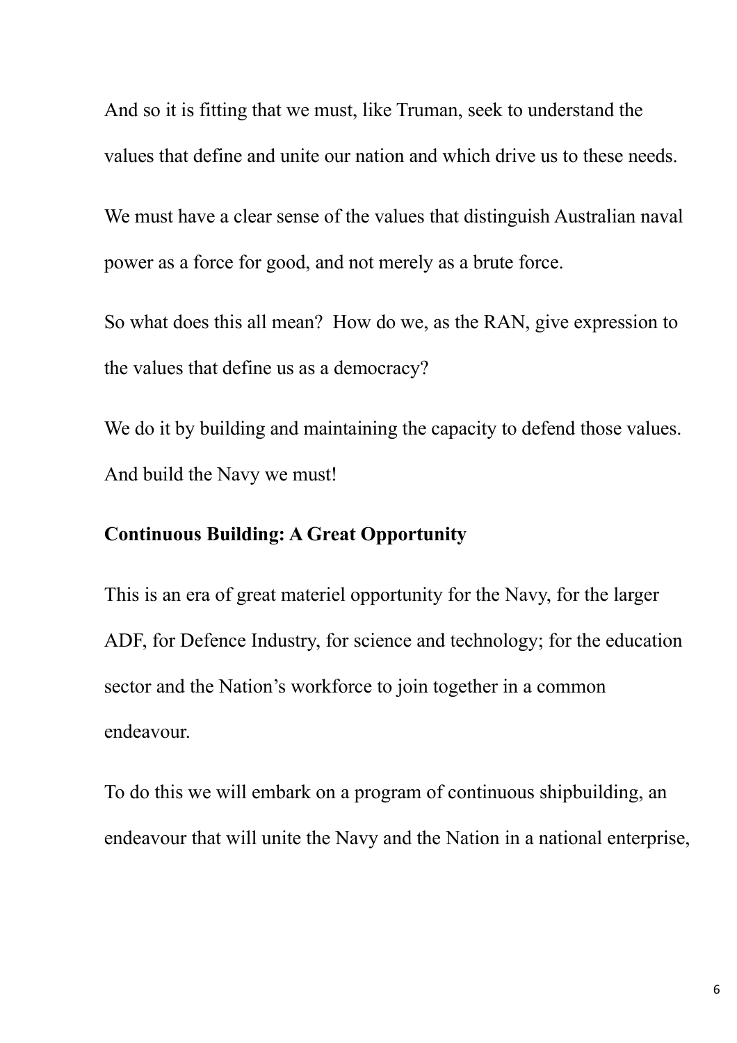And so it is fitting that we must, like Truman, seek to understand the values that define and unite our nation and which drive us to these needs.

We must have a clear sense of the values that distinguish Australian naval power as a force for good, and not merely as a brute force.

So what does this all mean? How do we, as the RAN, give expression to the values that define us as a democracy?

We do it by building and maintaining the capacity to defend those values. And build the Navy we must!

**Continuous Building: A Great Opportunity**

This is an era of great materiel opportunity for the Navy, for the larger ADF, for Defence Industry, for science and technology; for the education sector and the Nation's workforce to join together in a common endeavour.

To do this we will embark on a program of continuous shipbuilding, an endeavour that will unite the Navy and the Nation in a national enterprise,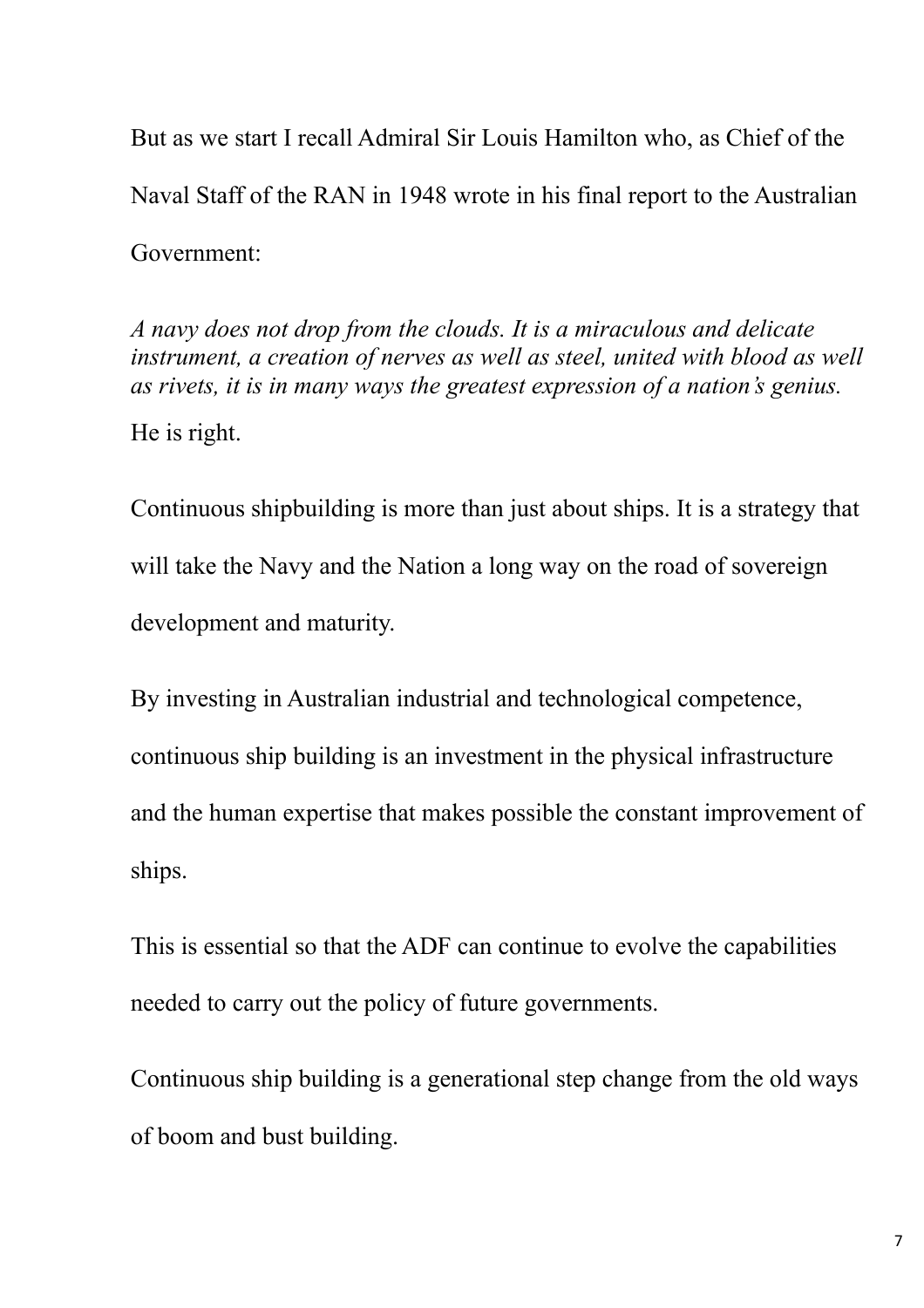But as we start I recall Admiral Sir Louis Hamilton who, as Chief of the Naval Staff of the RAN in 1948 wrote in his final report to the Australian Government:

*A navy does not drop from the clouds. It is a miraculous and delicate instrument, a creation of nerves as well as steel, united with blood as well as rivets, it is in many ways the greatest expression of a nation's genius.*

He is right.

Continuous shipbuilding is more than just about ships. It is a strategy that will take the Navy and the Nation a long way on the road of sovereign development and maturity.

By investing in Australian industrial and technological competence, continuous ship building is an investment in the physical infrastructure and the human expertise that makes possible the constant improvement of ships.

This is essential so that the ADF can continue to evolve the capabilities needed to carry out the policy of future governments.

Continuous ship building is a generational step change from the old ways of boom and bust building.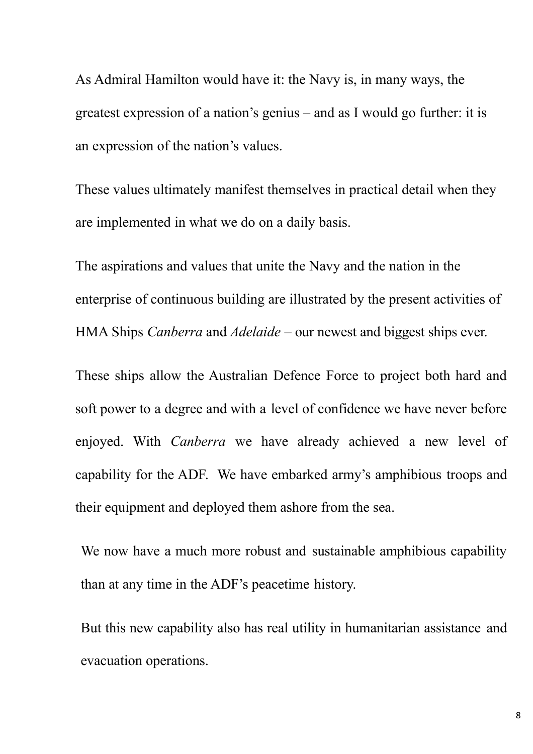As Admiral Hamilton would have it: the Navy is, in many ways, the greatest expression of a nation's genius – and as I would go further: it is an expression of the nation's values.

These values ultimately manifest themselves in practical detail when they are implemented in what we do on a daily basis.

The aspirations and values that unite the Navy and the nation in the enterprise of continuous building are illustrated by the present activities of HMA Ships *Canberra* and *Adelaide* – our newest and biggest ships ever.

These ships allow the Australian Defence Force to project both hard and soft power to a degree and with a level of confidence we have never before enjoyed. With *Canberra* we have already achieved a new level of capability for the ADF. We have embarked army's amphibious troops and their equipment and deployed them ashore from the sea.

We now have a much more robust and sustainable amphibious capability than at any time in the ADF's peacetime history.

But this new capability also has real utility in humanitarian assistance and evacuation operations.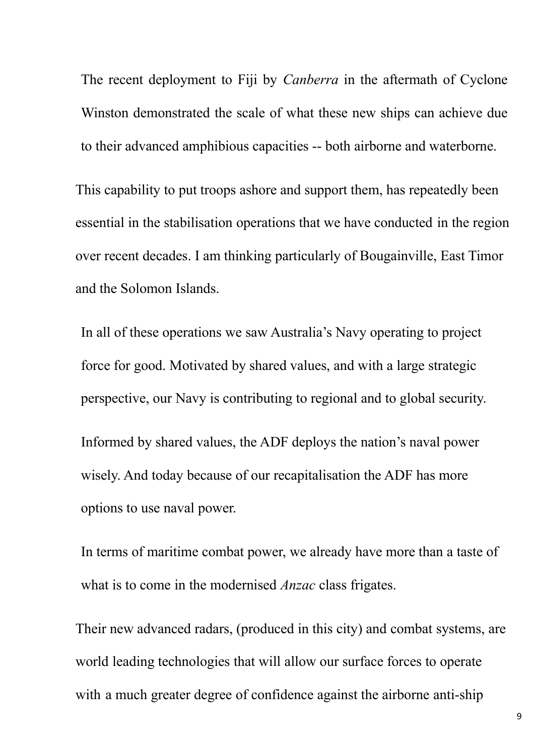The recent deployment to Fiji by *Canberra* in the aftermath of Cyclone Winston demonstrated the scale of what these new ships can achieve due to their advanced amphibious capacities -- both airborne and waterborne.

This capability to put troops ashore and support them, has repeatedly been essential in the stabilisation operations that we have conducted in the region over recent decades. I am thinking particularly of Bougainville, East Timor and the Solomon Islands.

In all of these operations we saw Australia's Navy operating to project force for good. Motivated by shared values, and with a large strategic perspective, our Navy is contributing to regional and to global security.

Informed by shared values, the ADF deploys the nation's naval power wisely. And today because of our recapitalisation the ADF has more options to use naval power.

In terms of maritime combat power, we already have more than a taste of what is to come in the modernised *Anzac* class frigates.

Their new advanced radars, (produced in this city) and combat systems, are world leading technologies that will allow our surface forces to operate with a much greater degree of confidence against the airborne anti-ship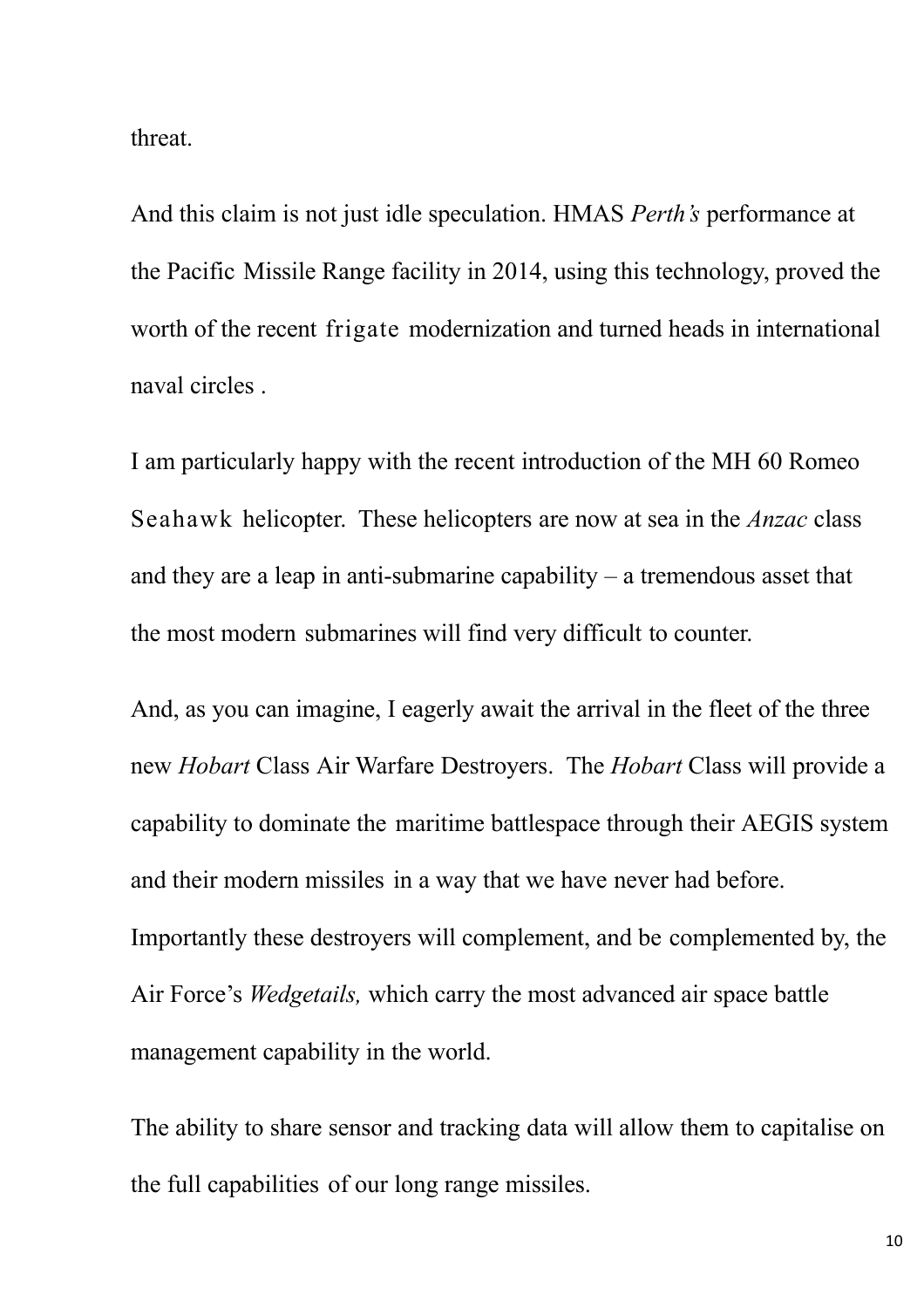threat.

And this claim is not just idle speculation. HMAS *Perth's* performance at the Pacific Missile Range facility in 2014, using this technology, proved the worth of the recent frigate modernization and turned heads in international naval circles .

I am particularly happy with the recent introduction of the MH 60 Romeo Seahawk helicopter. These helicopters are now at sea in the *Anzac* class and they are a leap in anti-submarine capability – a tremendous asset that the most modern submarines will find very difficult to counter.

And, as you can imagine, I eagerly await the arrival in the fleet of the three new *Hobart* Class Air Warfare Destroyers. The *Hobart* Class will provide a capability to dominate the maritime battlespace through their AEGIS system and their modern missiles in a way that we have never had before. Importantly these destroyers will complement, and be complemented by, the Air Force's *Wedgetails,* which carry the most advanced air space battle management capability in the world.

The ability to share sensor and tracking data will allow them to capitalise on the full capabilities of our long range missiles.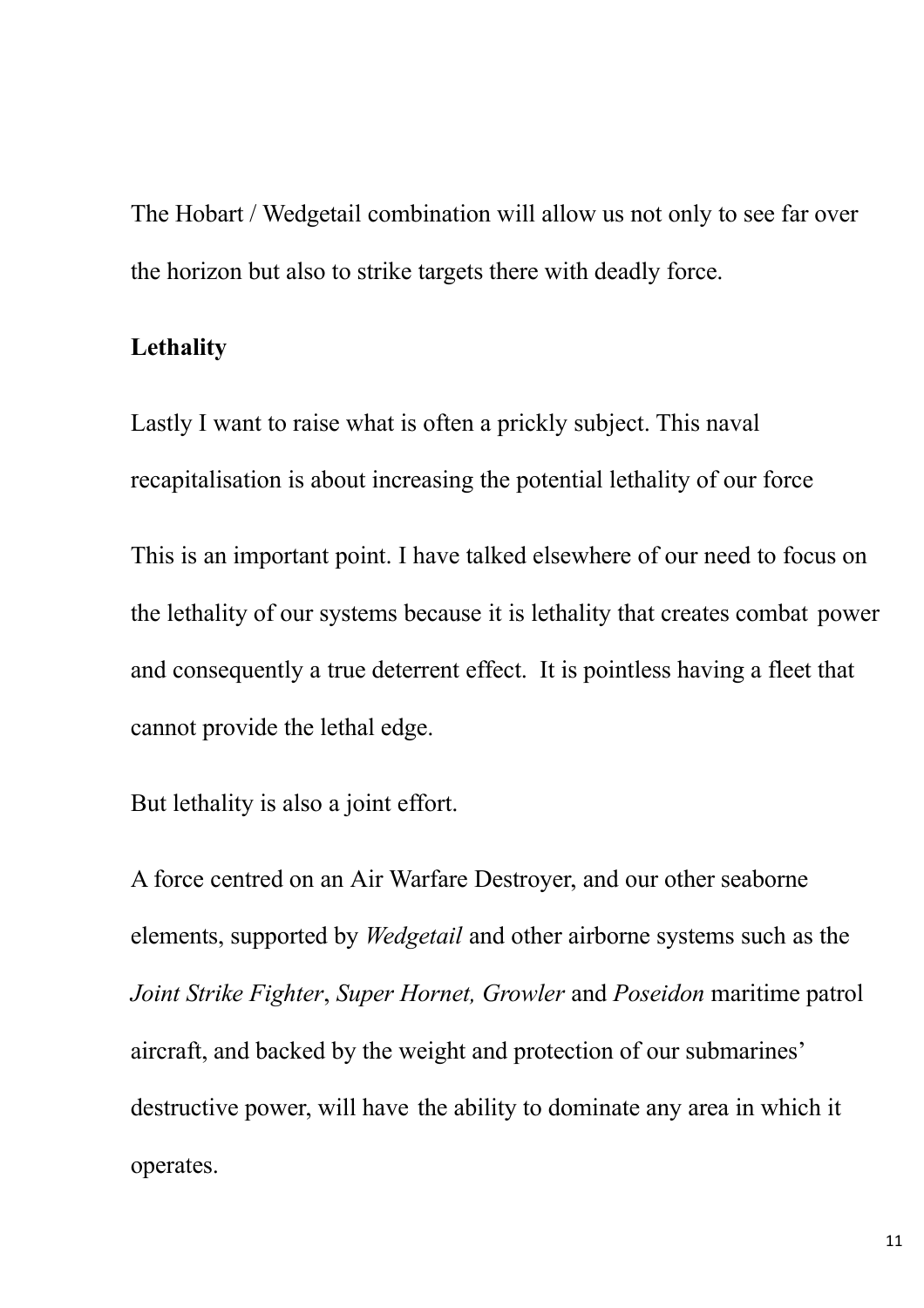The Hobart / Wedgetail combination will allow us not only to see far over the horizon but also to strike targets there with deadly force.

**Lethality**

Lastly I want to raise what is often a prickly subject. This naval recapitalisation is about increasing the potential lethality of our force

This is an important point. I have talked elsewhere of our need to focus on the lethality of our systems because it is lethality that creates combat power and consequently a true deterrent effect. It is pointless having a fleet that cannot provide the lethal edge.

But lethality is also a joint effort.

A force centred on an Air Warfare Destroyer, and our other seaborne elements, supported by *Wedgetail* and other airborne systems such as the *Joint Strike Fighter*, *Super Hornet, Growler* and *Poseidon* maritime patrol aircraft, and backed by the weight and protection of our submarines' destructive power, will have the ability to dominate any area in which it operates.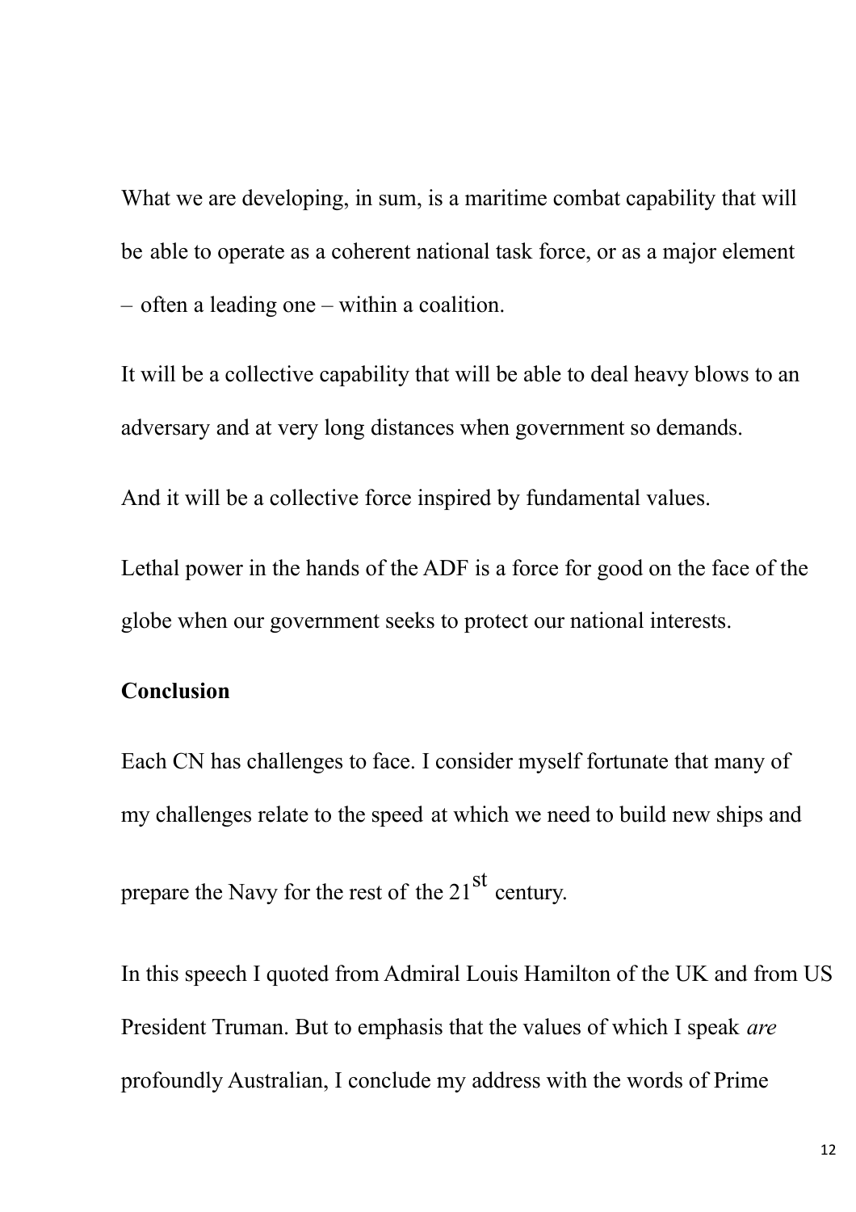What we are developing, in sum, is a maritime combat capability that will be able to operate as a coherent national task force, or as a major element – often a leading one – within a coalition.

It will be a collective capability that will be able to deal heavy blows to an adversary and at very long distances when government so demands.

And it will be a collective force inspired by fundamental values.

Lethal power in the hands of the ADF is a force for good on the face of the globe when our government seeks to protect our national interests.

**Conclusion**

Each CN has challenges to face. I consider myself fortunate that many of my challenges relate to the speed at which we need to build new ships and prepare the Navy for the rest of the 21st century.

In this speech I quoted from Admiral Louis Hamilton of the UK and from US President Truman. But to emphasis that the values of which I speak *are* profoundly Australian, I conclude my address with the words of Prime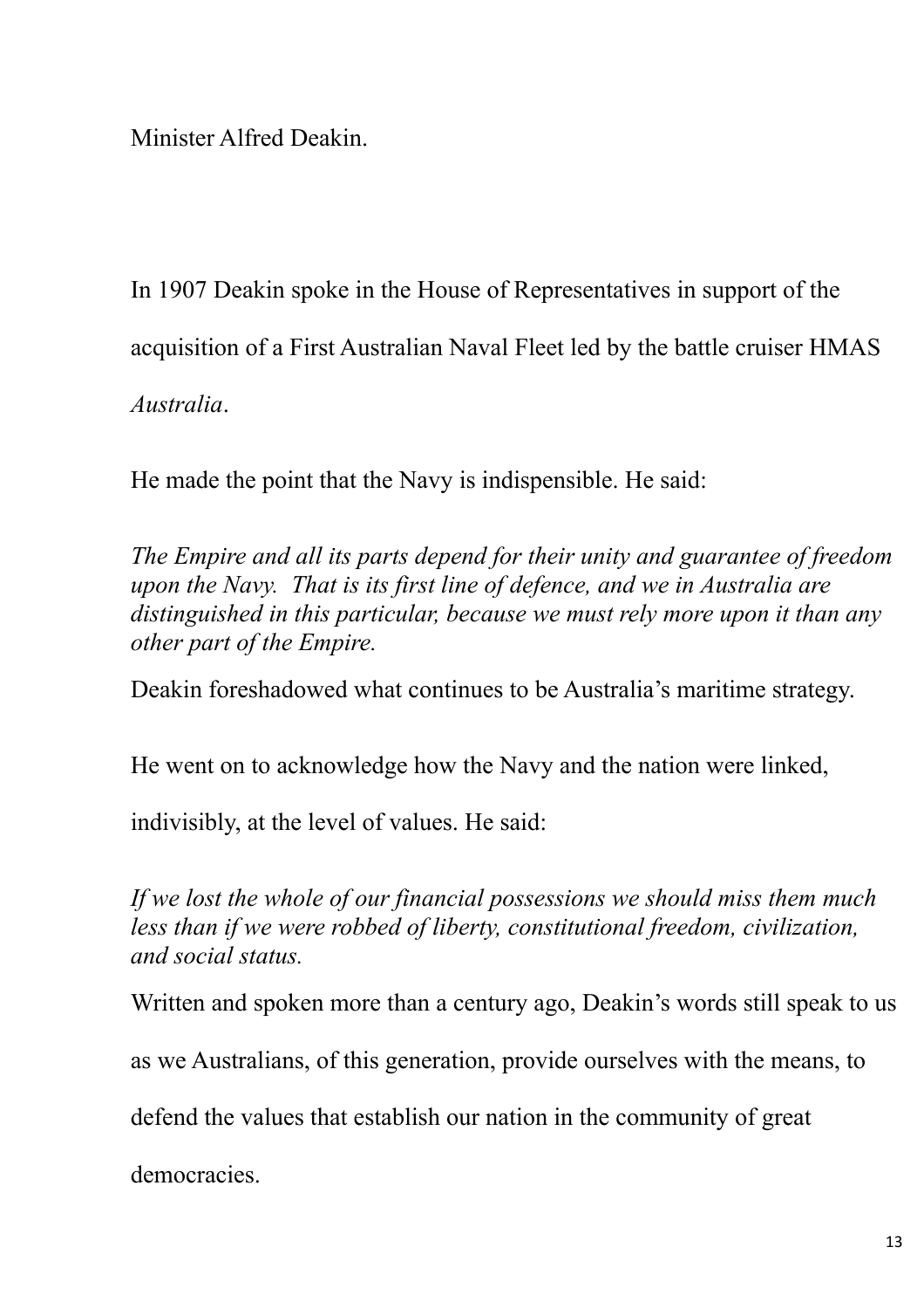Minister Alfred Deakin.

In 1907 Deakin spoke in the House of Representatives in support of the acquisition of a First Australian Naval Fleet led by the battle cruiser HMAS *Australia*.

He made the point that the Navy is indispensible. He said:

*The Empire and all its parts depend for their unity and guarantee of freedom upon the Navy. That is its first line of defence, and we in Australia are distinguished in this particular, because we must rely more upon it than any other part of the Empire.*

Deakin foreshadowed what continues to be Australia's maritime strategy.

He went on to acknowledge how the Navy and the nation were linked, indivisibly, at the level of values. He said:

*If we lost the whole of our financial possessions we should miss them much less than if we were robbed of liberty, constitutional freedom, civilization, and social status.*

Written and spoken more than a century ago, Deakin's words still speak to us as we Australians, of this generation, provide ourselves with the means, to defend the values that establish our nation in the community of great democracies.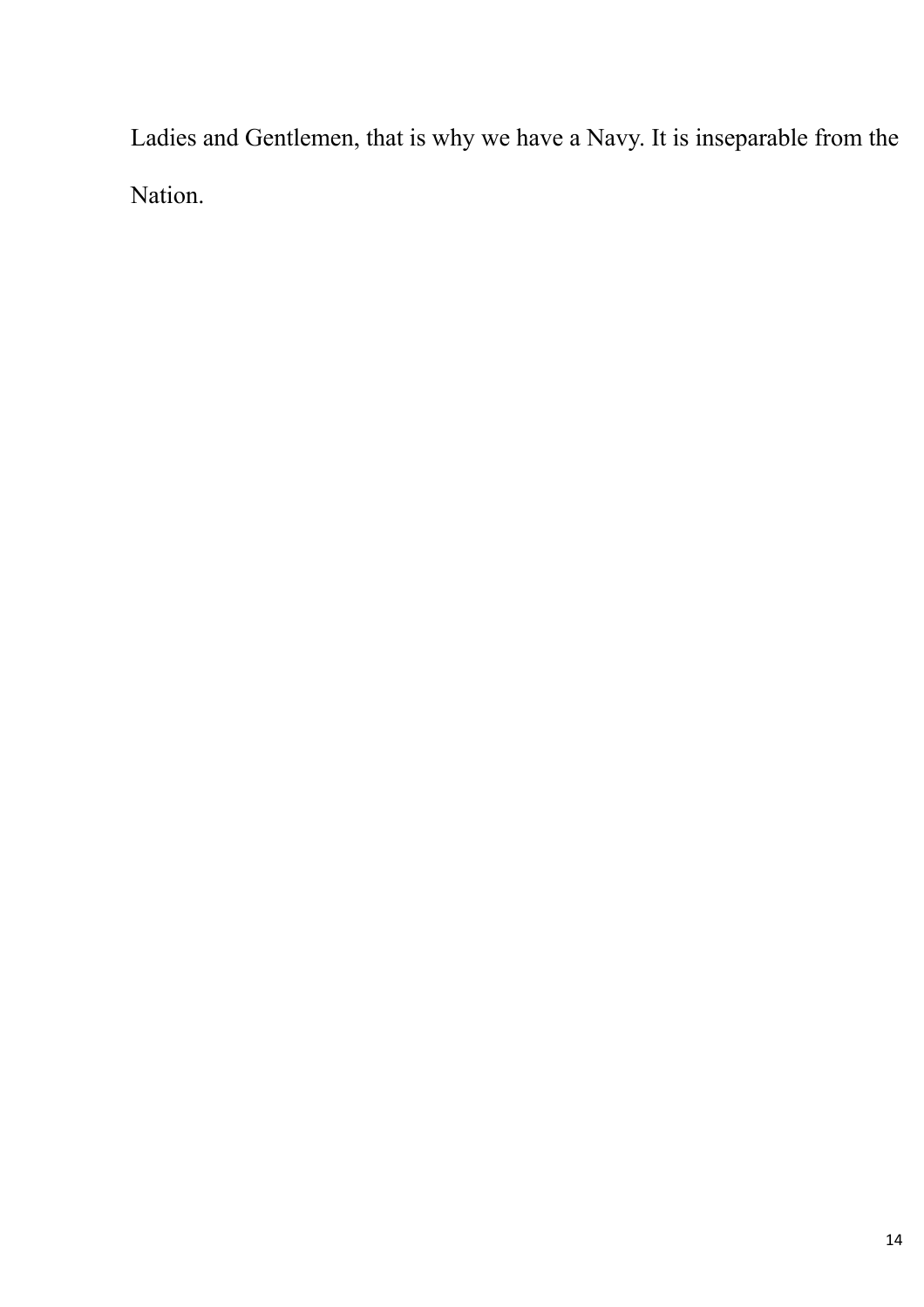Ladies and Gentlemen, that is why we have a Navy. It is inseparable from the Nation.